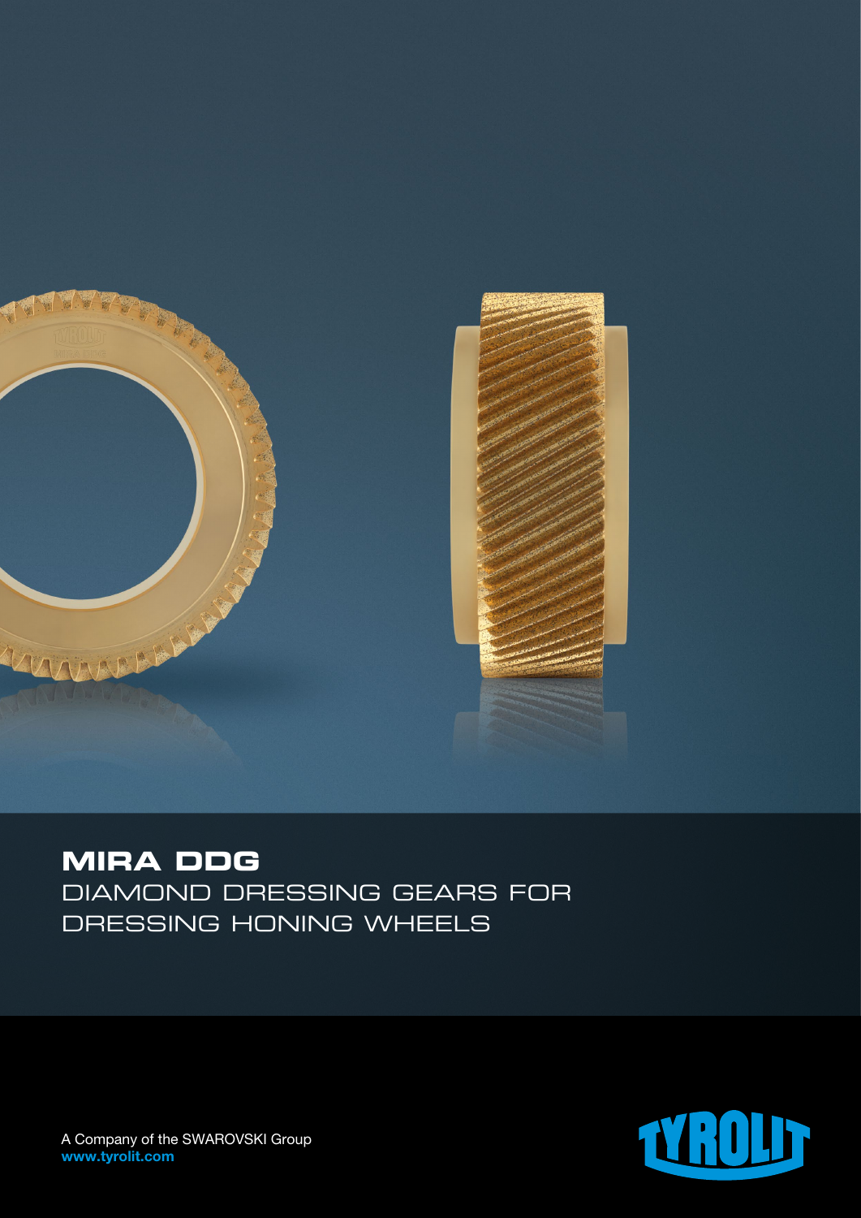# MIRA DDG

## DIAMOND DRESSING GEARS FOR DRESSING HONING WHEELS

A Company of the SWAROVSKI Group
**www.tyrolit.com**

TYROLIT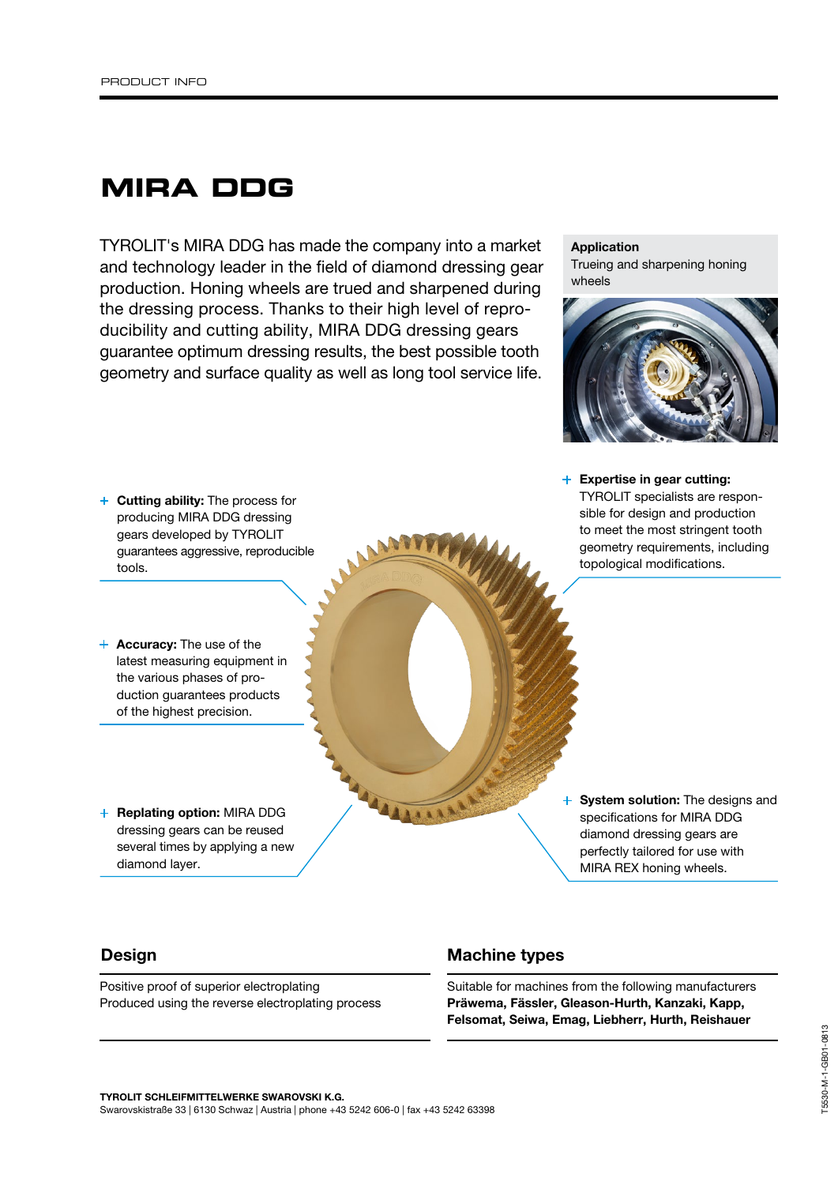PRODUCT INFO

# MIRA DDG

TYROLIT's MIRA DDG has made the company into a market and technology leader in the field of diamond dressing gear production. Honing wheels are trued and sharpened during the dressing process. Thanks to their high level of reproducibility and cutting ability, MIRA DDG dressing gears guarantee optimum dressing results, the best possible tooth geometry and surface quality as well as long tool service life.

**Application**
Trueing and sharpening honing wheels

+ **Cutting ability:** The process for producing MIRA DDG dressing gears developed by TYROLIT guarantees aggressive, reproducible tools.

+ **Expertise in gear cutting:** TYROLIT specialists are responsible for design and production to meet the most stringent tooth geometry requirements, including topological modifications.

+ **Accuracy:** The use of the latest measuring equipment in the various phases of production guarantees products of the highest precision.

+ **Replating option:** MIRA DDG dressing gears can be reused several times by applying a new diamond layer.

+ **System solution:** The designs and specifications for MIRA DDG diamond dressing gears are perfectly tailored for use with MIRA REX honing wheels.

## Design

Positive proof of superior electroplating
Produced using the reverse electroplating process

## Machine types

Suitable for machines from the following manufacturers
**Präwema, Fässler, Gleason-Hurth, Kanzaki, Kapp, Felsomat, Seiwa, Emag, Liebherr, Hurth, Reishauer**

**TYROLIT SCHLEIFMITTELWERKE SWAROVSKI K.G.**
Swarovskistraße 33 | 6130 Schwaz | Austria | phone +43 5242 606-0 | fax +43 5242 63398

T5530-M-1-GB01-0813